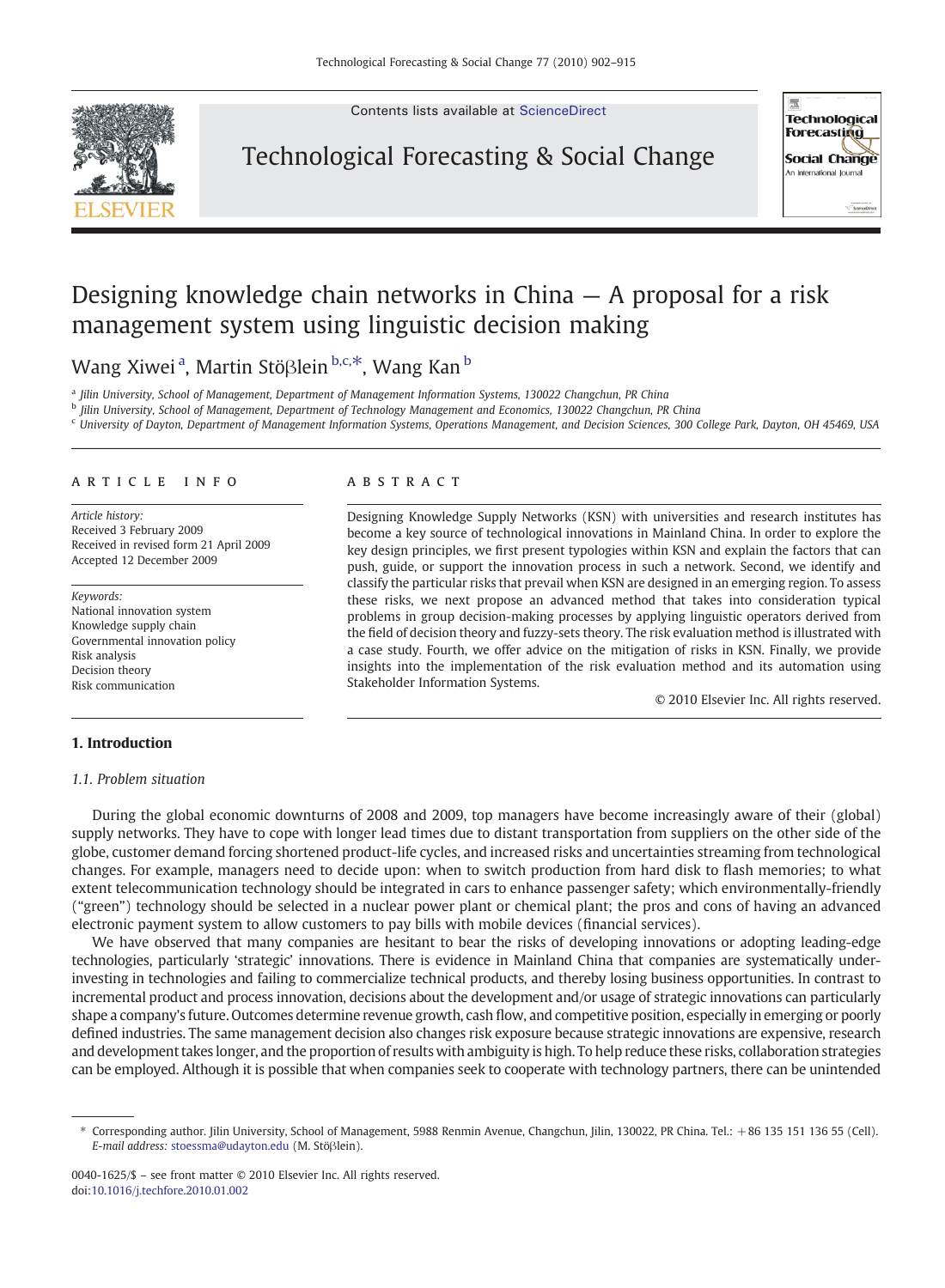# Designing knowledge chain networks in China — A proposal for a risk management system using linguistic decision making

Wang Xiwei [a], Martin Stößlein [b,c,*], Wang Kan [b]

[a] Jilin University, School of Management, Department of Management Information Systems, 130022 Changchun, PR China
[b] Jilin University, School of Management, Department of Technology Management and Economics, 130022 Changchun, PR China
[c] University of Dayton, Department of Management Information Systems, Operations Management, and Decision Sciences, 300 College Park, Dayton, OH 45469, USA

## ARTICLE INFO

*Article history:*
Received 3 February 2009
Received in revised form 21 April 2009
Accepted 12 December 2009

*Keywords:*
National innovation system
Knowledge supply chain
Governmental innovation policy
Risk analysis
Decision theory
Risk communication

## ABSTRACT

Designing Knowledge Supply Networks (KSN) with universities and research institutes has become a key source of technological innovations in Mainland China. In order to explore the key design principles, we first present typologies within KSN and explain the factors that can push, guide, or support the innovation process in such a network. Second, we identify and classify the particular risks that prevail when KSN are designed in an emerging region. To assess these risks, we next propose an advanced method that takes into consideration typical problems in group decision-making processes by applying linguistic operators derived from the field of decision theory and fuzzy-sets theory. The risk evaluation method is illustrated with a case study. Fourth, we offer advice on the mitigation of risks in KSN. Finally, we provide insights into the implementation of the risk evaluation method and its automation using Stakeholder Information Systems.

© 2010 Elsevier Inc. All rights reserved.

## 1. Introduction

### 1.1. Problem situation

During the global economic downturns of 2008 and 2009, top managers have become increasingly aware of their (global) supply networks. They have to cope with longer lead times due to distant transportation from suppliers on the other side of the globe, customer demand forcing shortened product-life cycles, and increased risks and uncertainties streaming from technological changes. For example, managers need to decide upon: when to switch production from hard disk to flash memories; to what extent telecommunication technology should be integrated in cars to enhance passenger safety; which environmentally-friendly ("green") technology should be selected in a nuclear power plant or chemical plant; the pros and cons of having an advanced electronic payment system to allow customers to pay bills with mobile devices (financial services).

We have observed that many companies are hesitant to bear the risks of developing innovations or adopting leading-edge technologies, particularly 'strategic' innovations. There is evidence in Mainland China that companies are systematically under-investing in technologies and failing to commercialize technical products, and thereby losing business opportunities. In contrast to incremental product and process innovation, decisions about the development and/or usage of strategic innovations can particularly shape a company's future. Outcomes determine revenue growth, cash flow, and competitive position, especially in emerging or poorly defined industries. The same management decision also changes risk exposure because strategic innovations are expensive, research and development takes longer, and the proportion of results with ambiguity is high. To help reduce these risks, collaboration strategies can be employed. Although it is possible that when companies seek to cooperate with technology partners, there can be unintended

---

* Corresponding author. Jilin University, School of Management, 5988 Renmin Avenue, Changchun, Jilin, 130022, PR China. Tel.: +86 135 151 136 55 (Cell). *E-mail address:* stoessma@udayton.edu (M. Stößlein).

0040-1625/$ – see front matter © 2010 Elsevier Inc. All rights reserved.
doi:10.1016/j.techfore.2010.01.002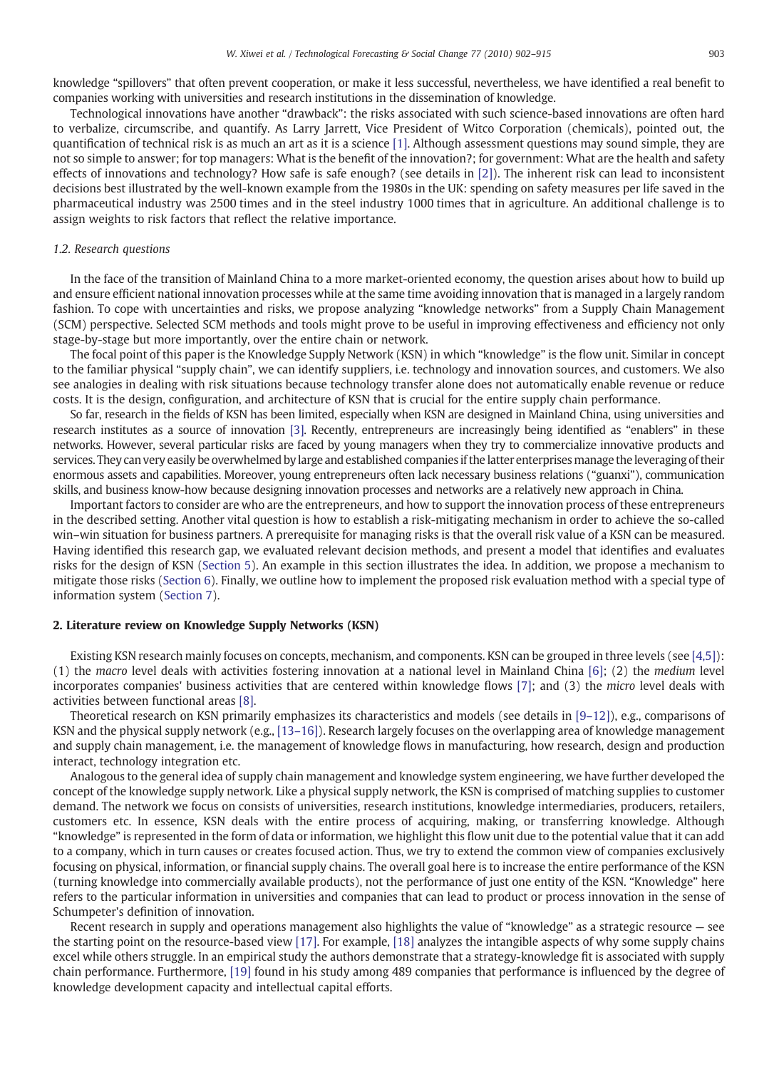knowledge "spillovers" that often prevent cooperation, or make it less successful, nevertheless, we have identified a real benefit to companies working with universities and research institutions in the dissemination of knowledge.

Technological innovations have another "drawback": the risks associated with such science-based innovations are often hard to verbalize, circumscribe, and quantify. As Larry Jarrett, Vice President of Witco Corporation (chemicals), pointed out, the quantification of technical risk is as much an art as it is a science [1]. Although assessment questions may sound simple, they are not so simple to answer; for top managers: What is the benefit of the innovation?; for government: What are the health and safety effects of innovations and technology? How safe is safe enough? (see details in [2]). The inherent risk can lead to inconsistent decisions best illustrated by the well-known example from the 1980s in the UK: spending on safety measures per life saved in the pharmaceutical industry was 2500 times and in the steel industry 1000 times that in agriculture. An additional challenge is to assign weights to risk factors that reflect the relative importance.

### 1.2. Research questions

In the face of the transition of Mainland China to a more market-oriented economy, the question arises about how to build up and ensure efficient national innovation processes while at the same time avoiding innovation that is managed in a largely random fashion. To cope with uncertainties and risks, we propose analyzing "knowledge networks" from a Supply Chain Management (SCM) perspective. Selected SCM methods and tools might prove to be useful in improving effectiveness and efficiency not only stage-by-stage but more importantly, over the entire chain or network.

The focal point of this paper is the Knowledge Supply Network (KSN) in which "knowledge" is the flow unit. Similar in concept to the familiar physical "supply chain", we can identify suppliers, i.e. technology and innovation sources, and customers. We also see analogies in dealing with risk situations because technology transfer alone does not automatically enable revenue or reduce costs. It is the design, configuration, and architecture of KSN that is crucial for the entire supply chain performance.

So far, research in the fields of KSN has been limited, especially when KSN are designed in Mainland China, using universities and research institutes as a source of innovation [3]. Recently, entrepreneurs are increasingly being identified as "enablers" in these networks. However, several particular risks are faced by young managers when they try to commercialize innovative products and services. They can very easily be overwhelmed by large and established companies if the latter enterprises manage the leveraging of their enormous assets and capabilities. Moreover, young entrepreneurs often lack necessary business relations ("guanxi"), communication skills, and business know-how because designing innovation processes and networks are a relatively new approach in China.

Important factors to consider are who are the entrepreneurs, and how to support the innovation process of these entrepreneurs in the described setting. Another vital question is how to establish a risk-mitigating mechanism in order to achieve the so-called win–win situation for business partners. A prerequisite for managing risks is that the overall risk value of a KSN can be measured. Having identified this research gap, we evaluated relevant decision methods, and present a model that identifies and evaluates risks for the design of KSN (Section 5). An example in this section illustrates the idea. In addition, we propose a mechanism to mitigate those risks (Section 6). Finally, we outline how to implement the proposed risk evaluation method with a special type of information system (Section 7).

## 2. Literature review on Knowledge Supply Networks (KSN)

Existing KSN research mainly focuses on concepts, mechanism, and components. KSN can be grouped in three levels (see [4,5]): (1) the *macro* level deals with activities fostering innovation at a national level in Mainland China [6]; (2) the *medium* level incorporates companies' business activities that are centered within knowledge flows [7]; and (3) the *micro* level deals with activities between functional areas [8].

Theoretical research on KSN primarily emphasizes its characteristics and models (see details in [9–12]), e.g., comparisons of KSN and the physical supply network (e.g., [13–16]). Research largely focuses on the overlapping area of knowledge management and supply chain management, i.e. the management of knowledge flows in manufacturing, how research, design and production interact, technology integration etc.

Analogous to the general idea of supply chain management and knowledge system engineering, we have further developed the concept of the knowledge supply network. Like a physical supply network, the KSN is comprised of matching supplies to customer demand. The network we focus on consists of universities, research institutions, knowledge intermediaries, producers, retailers, customers etc. In essence, KSN deals with the entire process of acquiring, making, or transferring knowledge. Although "knowledge" is represented in the form of data or information, we highlight this flow unit due to the potential value that it can add to a company, which in turn causes or creates focused action. Thus, we try to extend the common view of companies exclusively focusing on physical, information, or financial supply chains. The overall goal here is to increase the entire performance of the KSN (turning knowledge into commercially available products), not the performance of just one entity of the KSN. "Knowledge" here refers to the particular information in universities and companies that can lead to product or process innovation in the sense of Schumpeter's definition of innovation.

Recent research in supply and operations management also highlights the value of "knowledge" as a strategic resource — see the starting point on the resource-based view [17]. For example, [18] analyzes the intangible aspects of why some supply chains excel while others struggle. In an empirical study the authors demonstrate that a strategy-knowledge fit is associated with supply chain performance. Furthermore, [19] found in his study among 489 companies that performance is influenced by the degree of knowledge development capacity and intellectual capital efforts.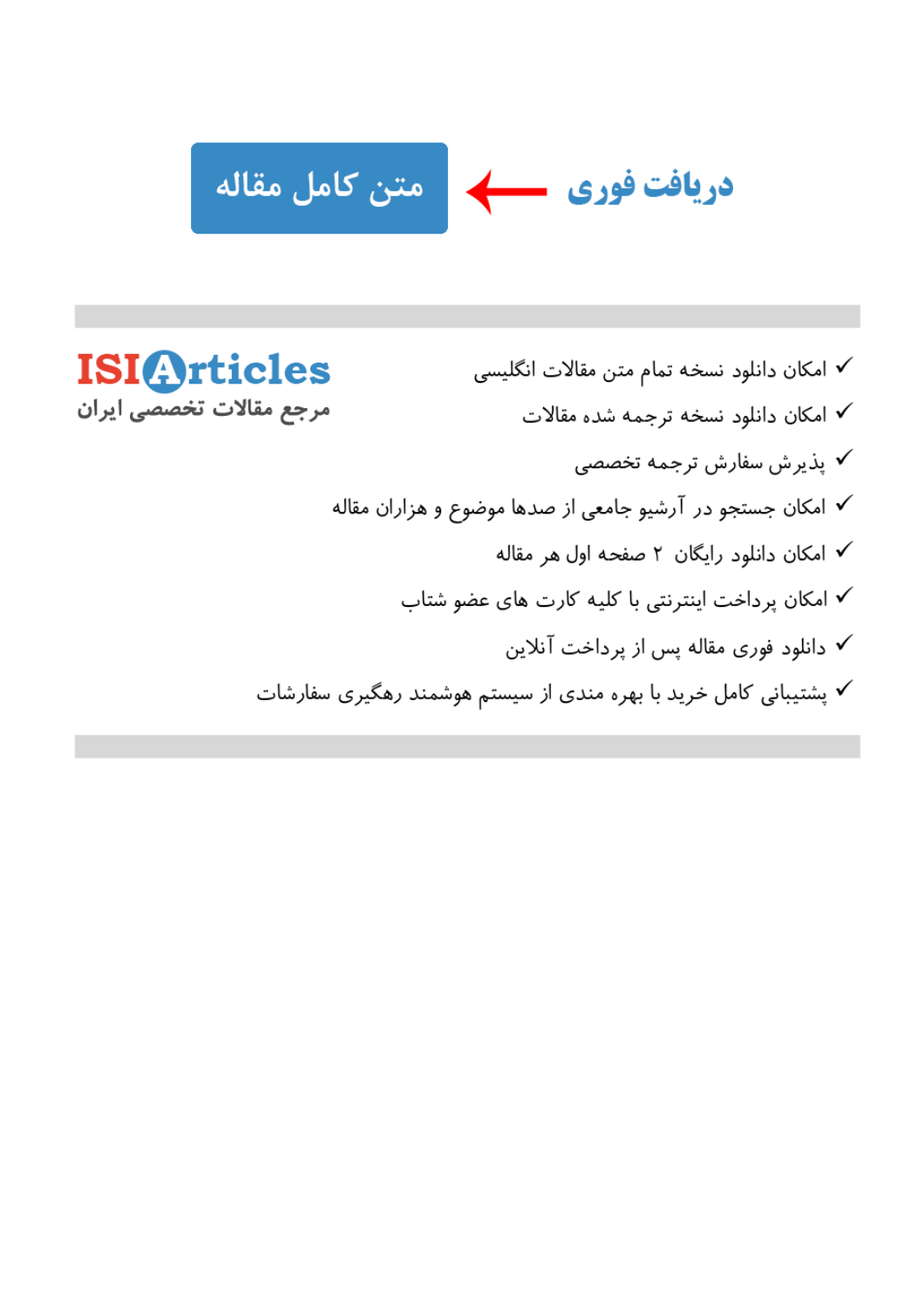دریافت فوری ← متن کامل مقاله

**ISIArticles**
مرجع مقالات تخصصی ایران

- ✓ امکان دانلود نسخه تمام متن مقالات انگلیسی
- ✓ امکان دانلود نسخه ترجمه شده مقالات
- ✓ پذیرش سفارش ترجمه تخصصی
- ✓ امکان جستجو در آرشیو جامعی از صدها موضوع و هزاران مقاله
- ✓ امکان دانلود رایگان ۲ صفحه اول هر مقاله
- ✓ امکان پرداخت اینترنتی با کلیه کارت های عضو شتاب
- ✓ دانلود فوری مقاله پس از پرداخت آنلاین
- ✓ پشتیبانی کامل خرید با بهره مندی از سیستم هوشمند رهگیری سفارشات